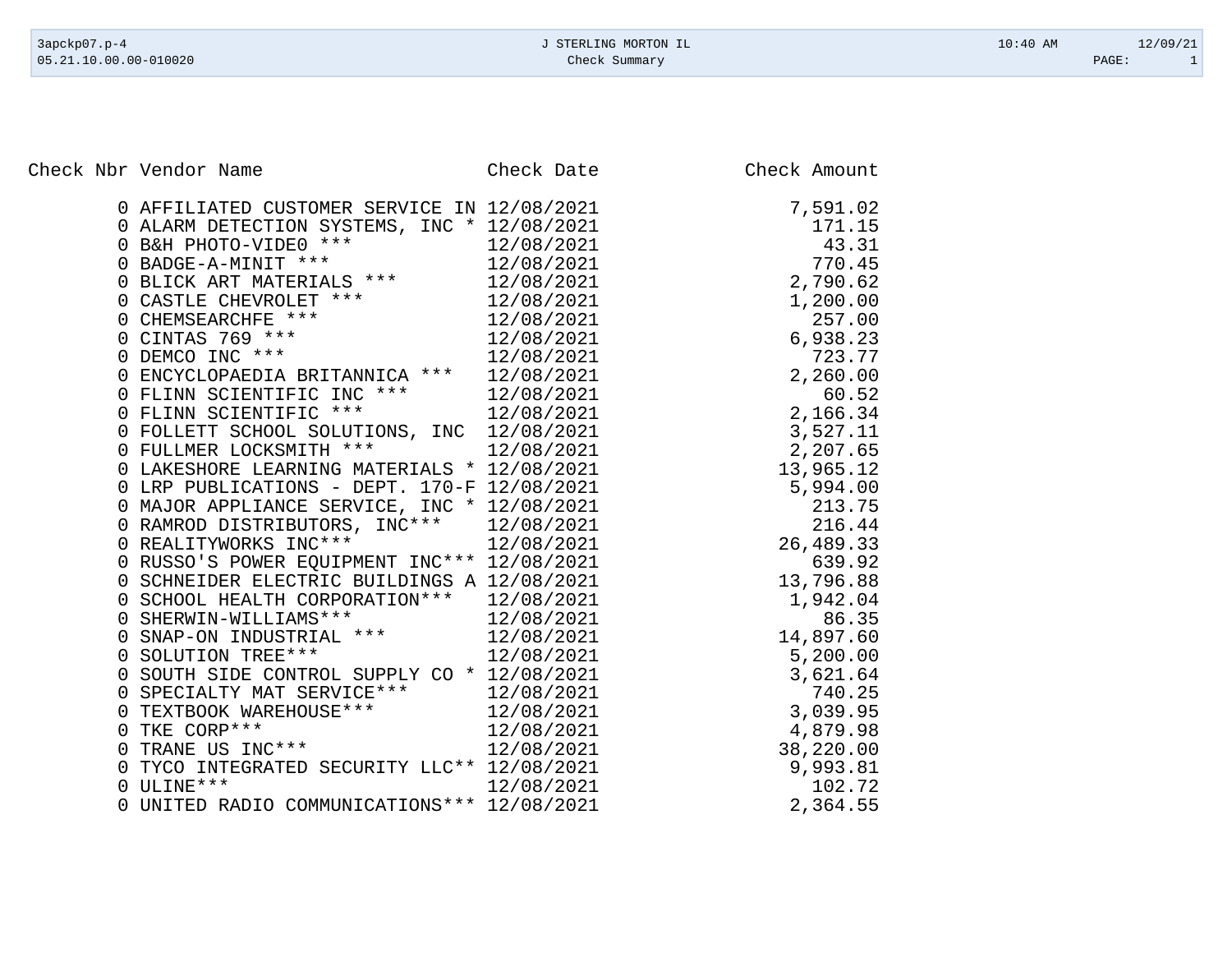| Check Nbr | Vendor Name | Check Date | Check Amount |
|---|---|---|---|
| 0 | AFFILIATED CUSTOMER SERVICE IN | 12/08/2021 | 7,591.02 |
| 0 | ALARM DETECTION SYSTEMS, INC * | 12/08/2021 | 171.15 |
| 0 | B&H PHOTO-VIDE0 *** | 12/08/2021 | 43.31 |
| 0 | BADGE-A-MINIT *** | 12/08/2021 | 770.45 |
| 0 | BLICK ART MATERIALS *** | 12/08/2021 | 2,790.62 |
| 0 | CASTLE CHEVROLET *** | 12/08/2021 | 1,200.00 |
| 0 | CHEMSEARCHFE *** | 12/08/2021 | 257.00 |
| 0 | CINTAS 769 *** | 12/08/2021 | 6,938.23 |
| 0 | DEMCO INC *** | 12/08/2021 | 723.77 |
| 0 | ENCYCLOPAEDIA BRITANNICA *** | 12/08/2021 | 2,260.00 |
| 0 | FLINN SCIENTIFIC INC *** | 12/08/2021 | 60.52 |
| 0 | FLINN SCIENTIFIC *** | 12/08/2021 | 2,166.34 |
| 0 | FOLLETT SCHOOL SOLUTIONS, INC | 12/08/2021 | 3,527.11 |
| 0 | FULLMER LOCKSMITH *** | 12/08/2021 | 2,207.65 |
| 0 | LAKESHORE LEARNING MATERIALS * | 12/08/2021 | 13,965.12 |
| 0 | LRP PUBLICATIONS - DEPT. 170-F | 12/08/2021 | 5,994.00 |
| 0 | MAJOR APPLIANCE SERVICE, INC * | 12/08/2021 | 213.75 |
| 0 | RAMROD DISTRIBUTORS, INC*** | 12/08/2021 | 216.44 |
| 0 | REALITYWORKS INC*** | 12/08/2021 | 26,489.33 |
| 0 | RUSSO'S POWER EQUIPMENT INC*** | 12/08/2021 | 639.92 |
| 0 | SCHNEIDER ELECTRIC BUILDINGS A | 12/08/2021 | 13,796.88 |
| 0 | SCHOOL HEALTH CORPORATION*** | 12/08/2021 | 1,942.04 |
| 0 | SHERWIN-WILLIAMS*** | 12/08/2021 | 86.35 |
| 0 | SNAP-ON INDUSTRIAL *** | 12/08/2021 | 14,897.60 |
| 0 | SOLUTION TREE*** | 12/08/2021 | 5,200.00 |
| 0 | SOUTH SIDE CONTROL SUPPLY CO * | 12/08/2021 | 3,621.64 |
| 0 | SPECIALTY MAT SERVICE*** | 12/08/2021 | 740.25 |
| 0 | TEXTBOOK WAREHOUSE*** | 12/08/2021 | 3,039.95 |
| 0 | TKE CORP*** | 12/08/2021 | 4,879.98 |
| 0 | TRANE US INC*** | 12/08/2021 | 38,220.00 |
| 0 | TYCO INTEGRATED SECURITY LLC** | 12/08/2021 | 9,993.81 |
| 0 | ULINE*** | 12/08/2021 | 102.72 |
| 0 | UNITED RADIO COMMUNICATIONS*** | 12/08/2021 | 2,364.55 |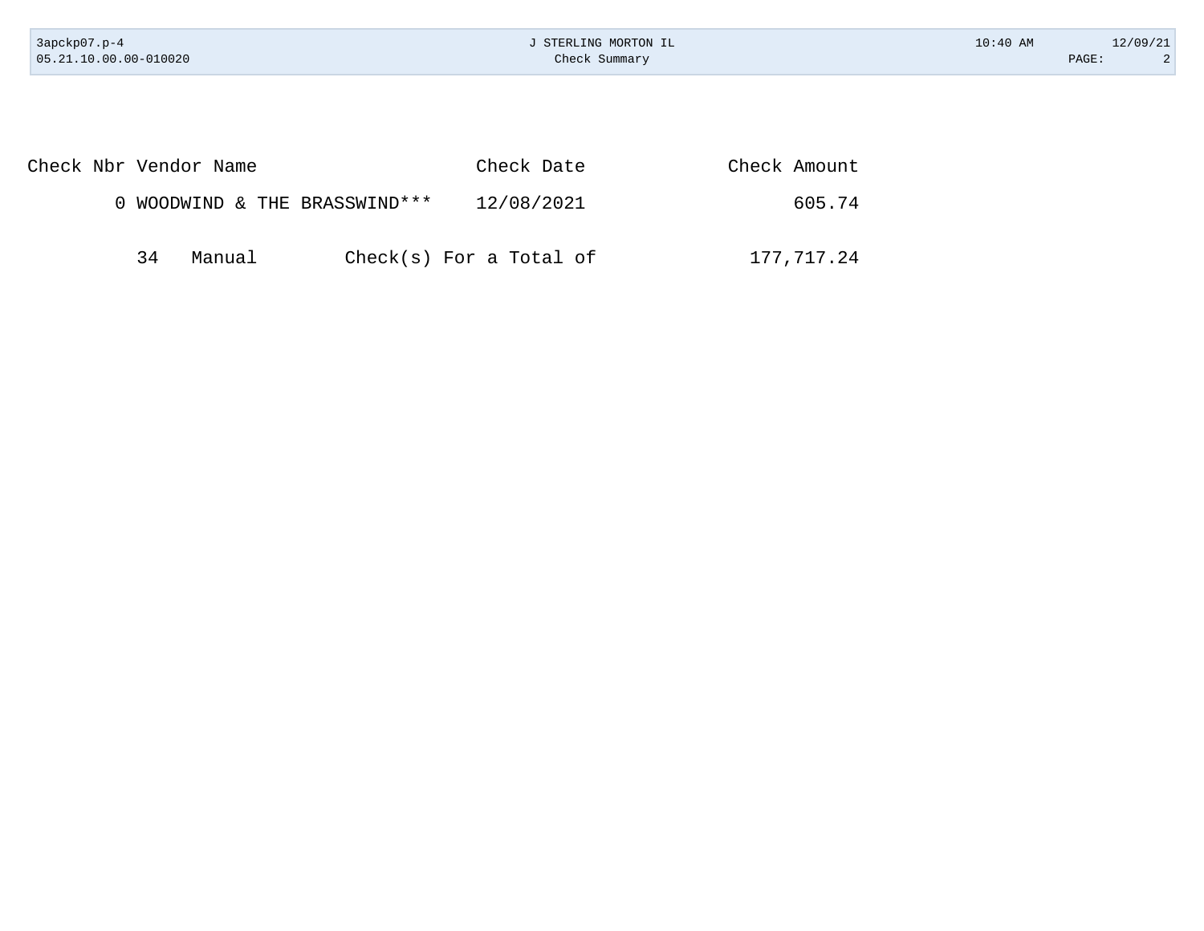| Check Nbr | Vendor Name | Check Date | Check Amount |
|---|---|---|---|
| 0 | WOODWIND & THE BRASSWIND*** | 12/08/2021 | 605.74 |

34 Manual Check(s) For a Total of 177,717.24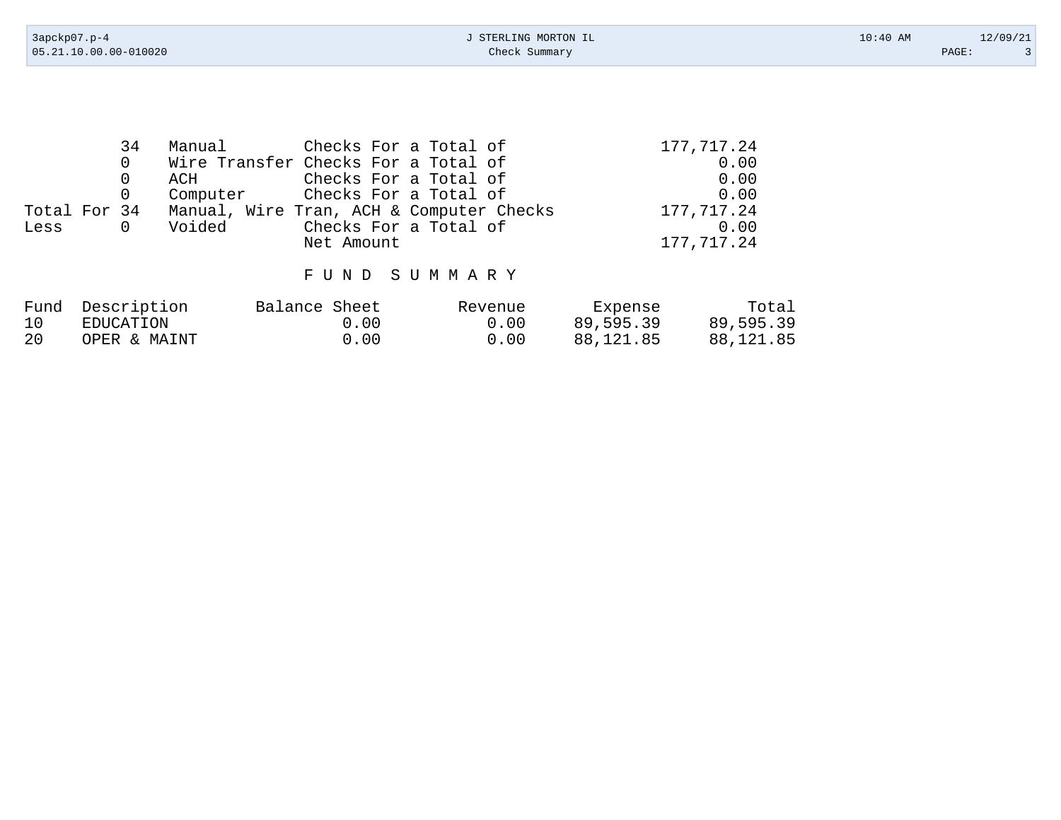| | | | |
|---|---|---|---|
| 34 | Manual | Checks For a Total of | 177,717.24 |
| 0 | Wire Transfer | Checks For a Total of | 0.00 |
| 0 | ACH | Checks For a Total of | 0.00 |
| 0 | Computer | Checks For a Total of | 0.00 |
| Total For 34 | Manual, Wire Tran, ACH & Computer Checks | | 177,717.24 |
| Less 0 | Voided | Checks For a Total of | 0.00 |
| | | Net Amount | 177,717.24 |

## F U N D S U M M A R Y

| Fund | Description | Balance Sheet | Revenue | Expense | Total |
|---|---|---|---|---|---|
| 10 | EDUCATION | 0.00 | 0.00 | 89,595.39 | 89,595.39 |
| 20 | OPER & MAINT | 0.00 | 0.00 | 88,121.85 | 88,121.85 |